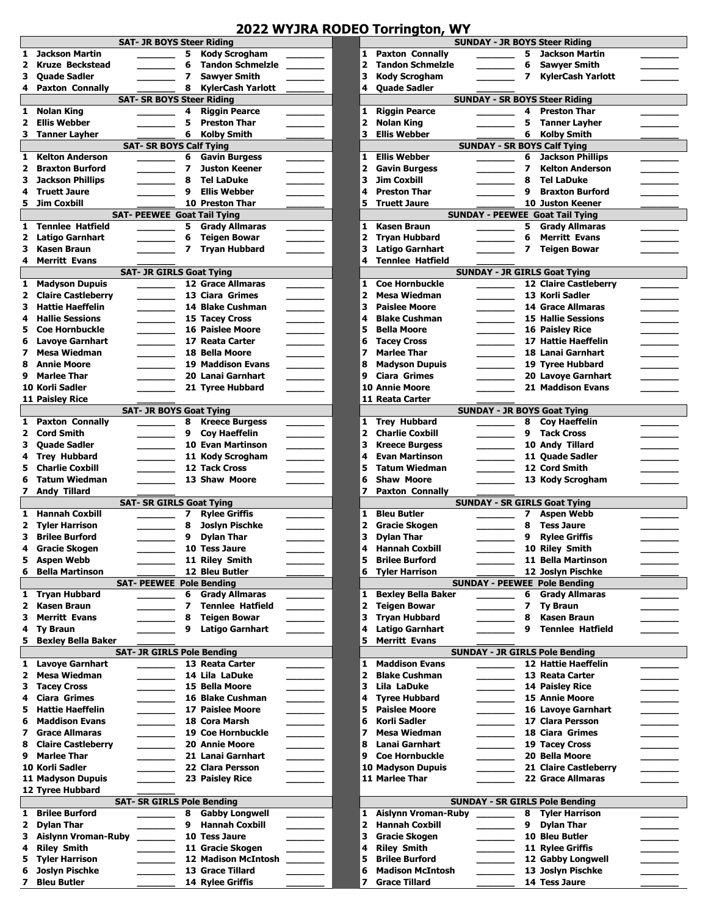# 2022 WYJRA RODEO Torrington, WY

## SAT- JR BOYS Steer Riding

| # | Name | | # | Name | |
|---|---|---|---|---|---|
| 1 | Jackson Martin | | 5 | Kody Scrogham | |
| 2 | Kruze Beckstead | | 6 | Tandon Schmelzle | |
| 3 | Quade Sadler | | 7 | Sawyer Smith | |
| 4 | Paxton Connally | | 8 | KylerCash Yarlott | |

## SAT- SR BOYS Steer Riding

| # | Name | | # | Name | |
|---|---|---|---|---|---|
| 1 | Nolan King | | 4 | Riggin Pearce | |
| 2 | Ellis Webber | | 5 | Preston Thar | |
| 3 | Tanner Layher | | 6 | Kolby Smith | |

## SAT- SR BOYS Calf Tying

| # | Name | | # | Name | |
|---|---|---|---|---|---|
| 1 | Kelton Anderson | | 6 | Gavin Burgess | |
| 2 | Braxton Burford | | 7 | Juston Keener | |
| 3 | Jackson Phillips | | 8 | Tel LaDuke | |
| 4 | Truett Jaure | | 9 | Ellis Webber | |
| 5 | Jim Coxbill | | 10 | Preston Thar | |

## SAT- PEEWEE Goat Tail Tying

| # | Name | | # | Name | |
|---|---|---|---|---|---|
| 1 | Tennlee Hatfield | | 5 | Grady Allmaras | |
| 2 | Latigo Garnhart | | 6 | Teigen Bowar | |
| 3 | Kasen Braun | | 7 | Tryan Hubbard | |
| 4 | Merritt Evans | | | | |

## SAT- JR GIRLS Goat Tying

| # | Name | | # | Name | |
|---|---|---|---|---|---|
| 1 | Madyson Dupuis | | 12 | Grace Allmaras | |
| 2 | Claire Castleberry | | 13 | Ciara Grimes | |
| 3 | Hattie Haeffelin | | 14 | Blake Cushman | |
| 4 | Hallie Sessions | | 15 | Tacey Cross | |
| 5 | Coe Hornbuckle | | 16 | Paislee Moore | |
| 6 | Lavoye Garnhart | | 17 | Reata Carter | |
| 7 | Mesa Wiedman | | 18 | Bella Moore | |
| 8 | Annie Moore | | 19 | Maddison Evans | |
| 9 | Marlee Thar | | 20 | Lanai Garnhart | |
| 10 | Korli Sadler | | 21 | Tyree Hubbard | |
| 11 | Paisley Rice | | | | |

## SAT- JR BOYS Goat Tying

| # | Name | | # | Name | |
|---|---|---|---|---|---|
| 1 | Paxton Connally | | 8 | Kreece Burgess | |
| 2 | Cord Smith | | 9 | Coy Haeffelin | |
| 3 | Quade Sadler | | 10 | Evan Martinson | |
| 4 | Trey Hubbard | | 11 | Kody Scrogham | |
| 5 | Charlie Coxbill | | 12 | Tack Cross | |
| 6 | Tatum Wiedman | | 13 | Shaw Moore | |
| 7 | Andy Tillard | | | | |

## SAT- SR GIRLS Goat Tying

| # | Name | | # | Name | |
|---|---|---|---|---|---|
| 1 | Hannah Coxbill | | 7 | Rylee Griffis | |
| 2 | Tyler Harrison | | 8 | Joslyn Pischke | |
| 3 | Brilee Burford | | 9 | Dylan Thar | |
| 4 | Gracie Skogen | | 10 | Tess Jaure | |
| 5 | Aspen Webb | | 11 | Riley Smith | |
| 6 | Bella Martinson | | 12 | Bleu Butler | |

## SAT- PEEWEE Pole Bending

| # | Name | | # | Name | |
|---|---|---|---|---|---|
| 1 | Tryan Hubbard | | 6 | Grady Allmaras | |
| 2 | Kasen Braun | | 7 | Tennlee Hatfield | |
| 3 | Merritt Evans | | 8 | Teigen Bowar | |
| 4 | Ty Braun | | 9 | Latigo Garnhart | |
| 5 | Bexley Bella Baker | | | | |

## SAT- JR GIRLS Pole Bending

| # | Name | | # | Name | |
|---|---|---|---|---|---|
| 1 | Lavoye Garnhart | | 13 | Reata Carter | |
| 2 | Mesa Wiedman | | 14 | Lila LaDuke | |
| 3 | Tacey Cross | | 15 | Bella Moore | |
| 4 | Ciara Grimes | | 16 | Blake Cushman | |
| 5 | Hattie Haeffelin | | 17 | Paislee Moore | |
| 6 | Maddison Evans | | 18 | Cora Marsh | |
| 7 | Grace Allmaras | | 19 | Coe Hornbuckle | |
| 8 | Claire Castleberry | | 20 | Annie Moore | |
| 9 | Marlee Thar | | 21 | Lanai Garnhart | |
| 10 | Korli Sadler | | 22 | Clara Persson | |
| 11 | Madyson Dupuis | | 23 | Paisley Rice | |
| 12 | Tyree Hubbard | | | | |

## SAT- SR GIRLS Pole Bending

| # | Name | | # | Name | |
|---|---|---|---|---|---|
| 1 | Brilee Burford | | 8 | Gabby Longwell | |
| 2 | Dylan Thar | | 9 | Hannah Coxbill | |
| 3 | Aislynn Vroman-Ruby | | 10 | Tess Jaure | |
| 4 | Riley Smith | | 11 | Gracie Skogen | |
| 5 | Tyler Harrison | | 12 | Madison McIntosh | |
| 6 | Joslyn Pischke | | 13 | Grace Tillard | |
| 7 | Bleu Butler | | 14 | Rylee Griffis | |

## SUNDAY - JR BOYS Steer Riding

| # | Name | | # | Name | |
|---|---|---|---|---|---|
| 1 | Paxton Connally | | 5 | Jackson Martin | |
| 2 | Tandon Schmelzle | | 6 | Sawyer Smith | |
| 3 | Kody Scrogham | | 7 | KylerCash Yarlott | |
| 4 | Quade Sadler | | | | |

## SUNDAY - SR BOYS Steer Riding

| # | Name | | # | Name | |
|---|---|---|---|---|---|
| 1 | Riggin Pearce | | 4 | Preston Thar | |
| 2 | Nolan King | | 5 | Tanner Layher | |
| 3 | Ellis Webber | | 6 | Kolby Smith | |

## SUNDAY - SR BOYS Calf Tying

| # | Name | | # | Name | |
|---|---|---|---|---|---|
| 1 | Ellis Webber | | 6 | Jackson Phillips | |
| 2 | Gavin Burgess | | 7 | Kelton Anderson | |
| 3 | Jim Coxbill | | 8 | Tel LaDuke | |
| 4 | Preston Thar | | 9 | Braxton Burford | |
| 5 | Truett Jaure | | 10 | Juston Keener | |

## SUNDAY - PEEWEE Goat Tail Tying

| # | Name | | # | Name | |
|---|---|---|---|---|---|
| 1 | Kasen Braun | | 5 | Grady Allmaras | |
| 2 | Tryan Hubbard | | 6 | Merritt Evans | |
| 3 | Latigo Garnhart | | 7 | Teigen Bowar | |
| 4 | Tennlee Hatfield | | | | |

## SUNDAY - JR GIRLS Goat Tying

| # | Name | | # | Name | |
|---|---|---|---|---|---|
| 1 | Coe Hornbuckle | | 12 | Claire Castleberry | |
| 2 | Mesa Wiedman | | 13 | Korli Sadler | |
| 3 | Paislee Moore | | 14 | Grace Allmaras | |
| 4 | Blake Cushman | | 15 | Hallie Sessions | |
| 5 | Bella Moore | | 16 | Paisley Rice | |
| 6 | Tacey Cross | | 17 | Hattie Haeffelin | |
| 7 | Marlee Thar | | 18 | Lanai Garnhart | |
| 8 | Madyson Dupuis | | 19 | Tyree Hubbard | |
| 9 | Ciara Grimes | | 20 | Lavoye Garnhart | |
| 10 | Annie Moore | | 21 | Maddison Evans | |
| 11 | Reata Carter | | | | |

## SUNDAY - JR BOYS Goat Tying

| # | Name | | # | Name | |
|---|---|---|---|---|---|
| 1 | Trey Hubbard | | 8 | Coy Haeffelin | |
| 2 | Charlie Coxbill | | 9 | Tack Cross | |
| 3 | Kreece Burgess | | 10 | Andy Tillard | |
| 4 | Evan Martinson | | 11 | Quade Sadler | |
| 5 | Tatum Wiedman | | 12 | Cord Smith | |
| 6 | Shaw Moore | | 13 | Kody Scrogham | |
| 7 | Paxton Connally | | | | |

## SUNDAY - SR GIRLS Goat Tying

| # | Name | | # | Name | |
|---|---|---|---|---|---|
| 1 | Bleu Butler | | 7 | Aspen Webb | |
| 2 | Gracie Skogen | | 8 | Tess Jaure | |
| 3 | Dylan Thar | | 9 | Rylee Griffis | |
| 4 | Hannah Coxbill | | 10 | Riley Smith | |
| 5 | Brilee Burford | | 11 | Bella Martinson | |
| 6 | Tyler Harrison | | 12 | Joslyn Pischke | |

## SUNDAY - PEEWEE Pole Bending

| # | Name | | # | Name | |
|---|---|---|---|---|---|
| 1 | Bexley Bella Baker | | 6 | Grady Allmaras | |
| 2 | Teigen Bowar | | 7 | Ty Braun | |
| 3 | Tryan Hubbard | | 8 | Kasen Braun | |
| 4 | Latigo Garnhart | | 9 | Tennlee Hatfield | |
| 5 | Merritt Evans | | | | |

## SUNDAY - JR GIRLS Pole Bending

| # | Name | | # | Name | |
|---|---|---|---|---|---|
| 1 | Maddison Evans | | 12 | Hattie Haeffelin | |
| 2 | Blake Cushman | | 13 | Reata Carter | |
| 3 | Lila LaDuke | | 14 | Paisley Rice | |
| 4 | Tyree Hubbard | | 15 | Annie Moore | |
| 5 | Paislee Moore | | 16 | Lavoye Garnhart | |
| 6 | Korli Sadler | | 17 | Clara Persson | |
| 7 | Mesa Wiedman | | 18 | Ciara Grimes | |
| 8 | Lanai Garnhart | | 19 | Tacey Cross | |
| 9 | Coe Hornbuckle | | 20 | Bella Moore | |
| 10 | Madyson Dupuis | | 21 | Claire Castleberry | |
| 11 | Marlee Thar | | 22 | Grace Allmaras | |

## SUNDAY - SR GIRLS Pole Bending

| # | Name | | # | Name | |
|---|---|---|---|---|---|
| 1 | Aislynn Vroman-Ruby | | 8 | Tyler Harrison | |
| 2 | Hannah Coxbill | | 9 | Dylan Thar | |
| 3 | Gracie Skogen | | 10 | Bleu Butler | |
| 4 | Riley Smith | | 11 | Rylee Griffis | |
| 5 | Brilee Burford | | 12 | Gabby Longwell | |
| 6 | Madison McIntosh | | 13 | Joslyn Pischke | |
| 7 | Grace Tillard | | 14 | Tess Jaure | |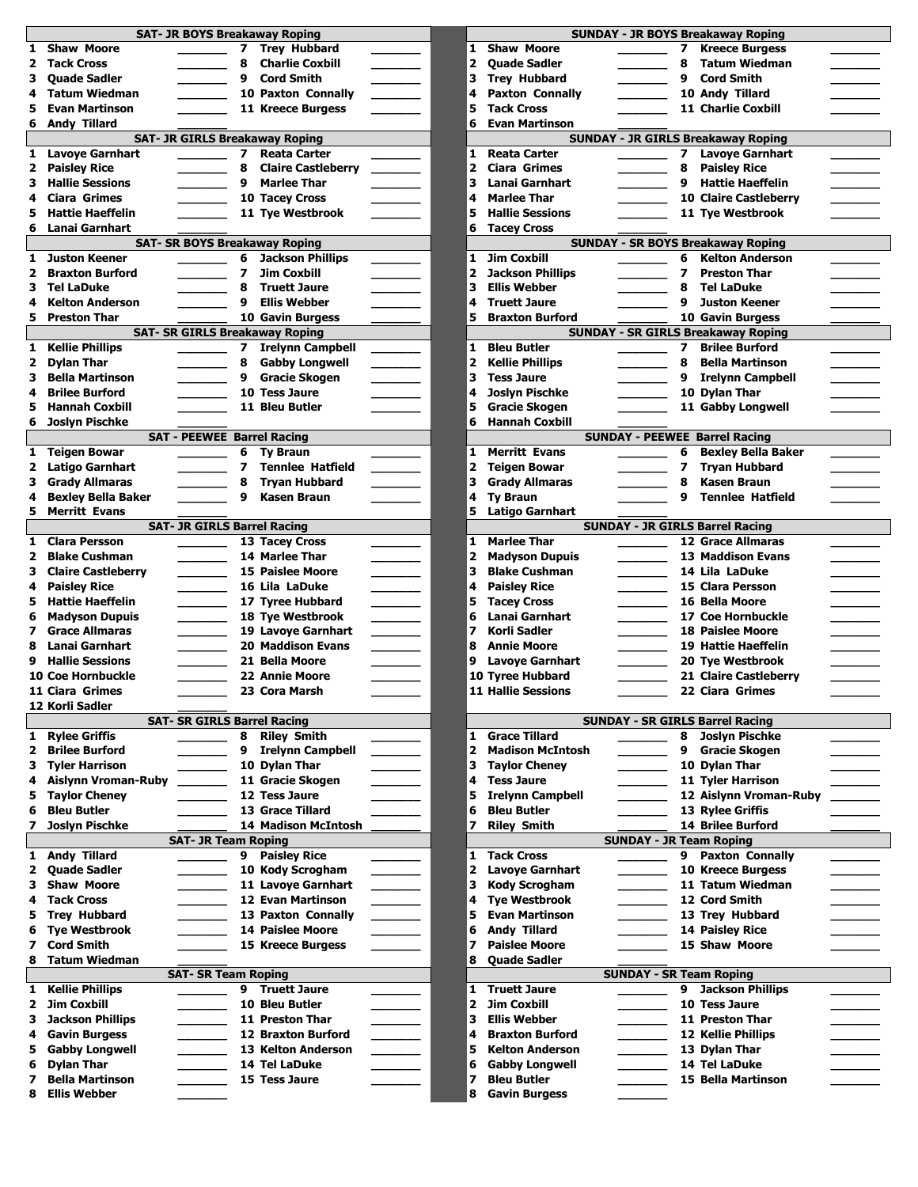### SAT- JR BOYS Breakaway Roping

| | | | | | |
|---|---|---|---|---|---|
| 1 | Shaw Moore | | 7 | Trey Hubbard | |
| 2 | Tack Cross | | 8 | Charlie Coxbill | |
| 3 | Quade Sadler | | 9 | Cord Smith | |
| 4 | Tatum Wiedman | | 10 | Paxton Connally | |
| 5 | Evan Martinson | | 11 | Kreece Burgess | |
| 6 | Andy Tillard | | | | |

### SAT- JR GIRLS Breakaway Roping

| | | | | | |
|---|---|---|---|---|---|
| 1 | Lavoye Garnhart | | 7 | Reata Carter | |
| 2 | Paisley Rice | | 8 | Claire Castleberry | |
| 3 | Hallie Sessions | | 9 | Marlee Thar | |
| 4 | Ciara Grimes | | 10 | Tacey Cross | |
| 5 | Hattie Haeffelin | | 11 | Tye Westbrook | |
| 6 | Lanai Garnhart | | | | |

### SAT- SR BOYS Breakaway Roping

| | | | | | |
|---|---|---|---|---|---|
| 1 | Juston Keener | | 6 | Jackson Phillips | |
| 2 | Braxton Burford | | 7 | Jim Coxbill | |
| 3 | Tel LaDuke | | 8 | Truett Jaure | |
| 4 | Kelton Anderson | | 9 | Ellis Webber | |
| 5 | Preston Thar | | 10 | Gavin Burgess | |

### SAT- SR GIRLS Breakaway Roping

| | | | | | |
|---|---|---|---|---|---|
| 1 | Kellie Phillips | | 7 | Irelynn Campbell | |
| 2 | Dylan Thar | | 8 | Gabby Longwell | |
| 3 | Bella Martinson | | 9 | Gracie Skogen | |
| 4 | Brilee Burford | | 10 | Tess Jaure | |
| 5 | Hannah Coxbill | | 11 | Bleu Butler | |
| 6 | Joslyn Pischke | | | | |

### SAT - PEEWEE Barrel Racing

| | | | | | |
|---|---|---|---|---|---|
| 1 | Teigen Bowar | | 6 | Ty Braun | |
| 2 | Latigo Garnhart | | 7 | Tennlee Hatfield | |
| 3 | Grady Allmaras | | 8 | Tryan Hubbard | |
| 4 | Bexley Bella Baker | | 9 | Kasen Braun | |
| 5 | Merritt Evans | | | | |

### SAT- JR GIRLS Barrel Racing

| | | | | | |
|---|---|---|---|---|---|
| 1 | Clara Persson | | 13 | Tacey Cross | |
| 2 | Blake Cushman | | 14 | Marlee Thar | |
| 3 | Claire Castleberry | | 15 | Paislee Moore | |
| 4 | Paisley Rice | | 16 | Lila LaDuke | |
| 5 | Hattie Haeffelin | | 17 | Tyree Hubbard | |
| 6 | Madyson Dupuis | | 18 | Tye Westbrook | |
| 7 | Grace Allmaras | | 19 | Lavoye Garnhart | |
| 8 | Lanai Garnhart | | 20 | Maddison Evans | |
| 9 | Hallie Sessions | | 21 | Bella Moore | |
| 10 | Coe Hornbuckle | | 22 | Annie Moore | |
| 11 | Ciara Grimes | | 23 | Cora Marsh | |
| 12 | Korli Sadler | | | | |

### SAT- SR GIRLS Barrel Racing

| | | | | | |
|---|---|---|---|---|---|
| 1 | Rylee Griffis | | 8 | Riley Smith | |
| 2 | Brilee Burford | | 9 | Irelynn Campbell | |
| 3 | Tyler Harrison | | 10 | Dylan Thar | |
| 4 | Aislynn Vroman-Ruby | | 11 | Gracie Skogen | |
| 5 | Taylor Cheney | | 12 | Tess Jaure | |
| 6 | Bleu Butler | | 13 | Grace Tillard | |
| 7 | Joslyn Pischke | | 14 | Madison McIntosh | |

### SAT- JR Team Roping

| | | | | | |
|---|---|---|---|---|---|
| 1 | Andy Tillard | | 9 | Paisley Rice | |
| 2 | Quade Sadler | | 10 | Kody Scrogham | |
| 3 | Shaw Moore | | 11 | Lavoye Garnhart | |
| 4 | Tack Cross | | 12 | Evan Martinson | |
| 5 | Trey Hubbard | | 13 | Paxton Connally | |
| 6 | Tye Westbrook | | 14 | Paislee Moore | |
| 7 | Cord Smith | | 15 | Kreece Burgess | |
| 8 | Tatum Wiedman | | | | |

### SAT- SR Team Roping

| | | | | | |
|---|---|---|---|---|---|
| 1 | Kellie Phillips | | 9 | Truett Jaure | |
| 2 | Jim Coxbill | | 10 | Bleu Butler | |
| 3 | Jackson Phillips | | 11 | Preston Thar | |
| 4 | Gavin Burgess | | 12 | Braxton Burford | |
| 5 | Gabby Longwell | | 13 | Kelton Anderson | |
| 6 | Dylan Thar | | 14 | Tel LaDuke | |
| 7 | Bella Martinson | | 15 | Tess Jaure | |
| 8 | Ellis Webber | | | | |

### SUNDAY - JR BOYS Breakaway Roping

| | | | | | |
|---|---|---|---|---|---|
| 1 | Shaw Moore | | 7 | Kreece Burgess | |
| 2 | Quade Sadler | | 8 | Tatum Wiedman | |
| 3 | Trey Hubbard | | 9 | Cord Smith | |
| 4 | Paxton Connally | | 10 | Andy Tillard | |
| 5 | Tack Cross | | 11 | Charlie Coxbill | |
| 6 | Evan Martinson | | | | |

### SUNDAY - JR GIRLS Breakaway Roping

| | | | | | |
|---|---|---|---|---|---|
| 1 | Reata Carter | | 7 | Lavoye Garnhart | |
| 2 | Ciara Grimes | | 8 | Paisley Rice | |
| 3 | Lanai Garnhart | | 9 | Hattie Haeffelin | |
| 4 | Marlee Thar | | 10 | Claire Castleberry | |
| 5 | Hallie Sessions | | 11 | Tye Westbrook | |
| 6 | Tacey Cross | | | | |

### SUNDAY - SR BOYS Breakaway Roping

| | | | | | |
|---|---|---|---|---|---|
| 1 | Jim Coxbill | | 6 | Kelton Anderson | |
| 2 | Jackson Phillips | | 7 | Preston Thar | |
| 3 | Ellis Webber | | 8 | Tel LaDuke | |
| 4 | Truett Jaure | | 9 | Juston Keener | |
| 5 | Braxton Burford | | 10 | Gavin Burgess | |

### SUNDAY - SR GIRLS Breakaway Roping

| | | | | | |
|---|---|---|---|---|---|
| 1 | Bleu Butler | | 7 | Brilee Burford | |
| 2 | Kellie Phillips | | 8 | Bella Martinson | |
| 3 | Tess Jaure | | 9 | Irelynn Campbell | |
| 4 | Joslyn Pischke | | 10 | Dylan Thar | |
| 5 | Gracie Skogen | | 11 | Gabby Longwell | |
| 6 | Hannah Coxbill | | | | |

### SUNDAY - PEEWEE Barrel Racing

| | | | | | |
|---|---|---|---|---|---|
| 1 | Merritt Evans | | 6 | Bexley Bella Baker | |
| 2 | Teigen Bowar | | 7 | Tryan Hubbard | |
| 3 | Grady Allmaras | | 8 | Kasen Braun | |
| 4 | Ty Braun | | 9 | Tennlee Hatfield | |
| 5 | Latigo Garnhart | | | | |

### SUNDAY - JR GIRLS Barrel Racing

| | | | | | |
|---|---|---|---|---|---|
| 1 | Marlee Thar | | 12 | Grace Allmaras | |
| 2 | Madyson Dupuis | | 13 | Maddison Evans | |
| 3 | Blake Cushman | | 14 | Lila LaDuke | |
| 4 | Paisley Rice | | 15 | Clara Persson | |
| 5 | Tacey Cross | | 16 | Bella Moore | |
| 6 | Lanai Garnhart | | 17 | Coe Hornbuckle | |
| 7 | Korli Sadler | | 18 | Paislee Moore | |
| 8 | Annie Moore | | 19 | Hattie Haeffelin | |
| 9 | Lavoye Garnhart | | 20 | Tye Westbrook | |
| 10 | Tyree Hubbard | | 21 | Claire Castleberry | |
| 11 | Hallie Sessions | | 22 | Ciara Grimes | |

### SUNDAY - SR GIRLS Barrel Racing

| | | | | | |
|---|---|---|---|---|---|
| 1 | Grace Tillard | | 8 | Joslyn Pischke | |
| 2 | Madison McIntosh | | 9 | Gracie Skogen | |
| 3 | Taylor Cheney | | 10 | Dylan Thar | |
| 4 | Tess Jaure | | 11 | Tyler Harrison | |
| 5 | Irelynn Campbell | | 12 | Aislynn Vroman-Ruby | |
| 6 | Bleu Butler | | 13 | Rylee Griffis | |
| 7 | Riley Smith | | 14 | Brilee Burford | |

### SUNDAY - JR Team Roping

| | | | | | |
|---|---|---|---|---|---|
| 1 | Tack Cross | | 9 | Paxton Connally | |
| 2 | Lavoye Garnhart | | 10 | Kreece Burgess | |
| 3 | Kody Scrogham | | 11 | Tatum Wiedman | |
| 4 | Tye Westbrook | | 12 | Cord Smith | |
| 5 | Evan Martinson | | 13 | Trey Hubbard | |
| 6 | Andy Tillard | | 14 | Paisley Rice | |
| 7 | Paislee Moore | | 15 | Shaw Moore | |
| 8 | Quade Sadler | | | | |

### SUNDAY - SR Team Roping

| | | | | | |
|---|---|---|---|---|---|
| 1 | Truett Jaure | | 9 | Jackson Phillips | |
| 2 | Jim Coxbill | | 10 | Tess Jaure | |
| 3 | Ellis Webber | | 11 | Preston Thar | |
| 4 | Braxton Burford | | 12 | Kellie Phillips | |
| 5 | Kelton Anderson | | 13 | Dylan Thar | |
| 6 | Gabby Longwell | | 14 | Tel LaDuke | |
| 7 | Bleu Butler | | 15 | Bella Martinson | |
| 8 | Gavin Burgess | | | | |